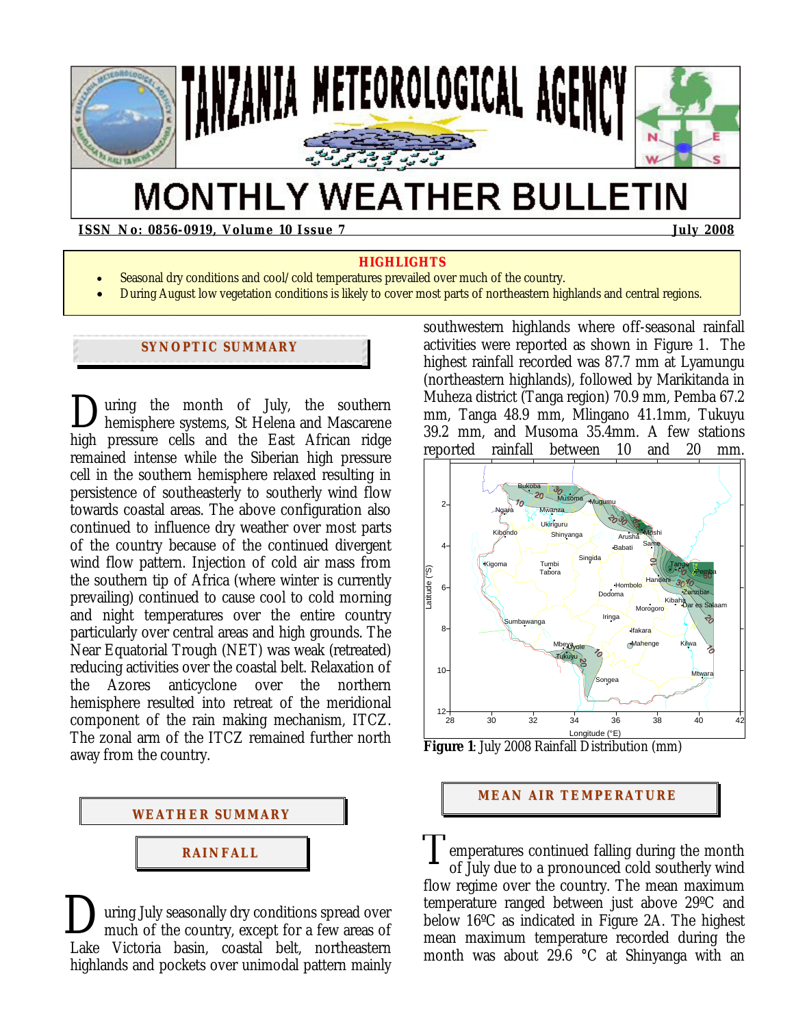# TANZANIA METEOROLOGICAL AGENCY

# MONTHLY WEATHER BULLETIN

**ISSN No: 0856-0919, Volume 10 Issue 7** **July 2008**

**HIGHLIGHTS**

- Seasonal dry conditions and cool/cold temperatures prevailed over much of the country.
- During August low vegetation conditions is likely to cover most parts of northeastern highlands and central regions.

## SYNOPTIC SUMMARY

During the month of July, the southern hemisphere systems, St Helena and Mascarene high pressure cells and the East African ridge remained intense while the Siberian high pressure cell in the southern hemisphere relaxed resulting in persistence of southeasterly to southerly wind flow towards coastal areas. The above configuration also continued to influence dry weather over most parts of the country because of the continued divergent wind flow pattern. Injection of cold air mass from the southern tip of Africa (where winter is currently prevailing) continued to cause cool to cold morning and night temperatures over the entire country particularly over central areas and high grounds. The Near Equatorial Trough (NET) was weak (retreated) reducing activities over the coastal belt. Relaxation of the Azores anticyclone over the northern hemisphere resulted into retreat of the meridional component of the rain making mechanism, ITCZ. The zonal arm of the ITCZ remained further north away from the country.

## WEATHER SUMMARY

### RAINFALL

During July seasonally dry conditions spread over much of the country, except for a few areas of Lake Victoria basin, coastal belt, northeastern highlands and pockets over unimodal pattern mainly southwestern highlands where off-seasonal rainfall activities were reported as shown in Figure 1. The highest rainfall recorded was 87.7 mm at Lyamungu (northeastern highlands), followed by Marikitanda in Muheza district (Tanga region) 70.9 mm, Pemba 67.2 mm, Tanga 48.9 mm, Mlingano 41.1mm, Tukuyu 39.2 mm, and Musoma 35.4mm. A few stations reported rainfall between 10 and 20 mm.

**Figure 1**: July 2008 Rainfall Distribution (mm)

### MEAN AIR TEMPERATURE

Temperatures continued falling during the month of July due to a pronounced cold southerly wind flow regime over the country. The mean maximum temperature ranged between just above 29ºC and below 16ºC as indicated in Figure 2A. The highest mean maximum temperature recorded during the month was about 29.6 °C at Shinyanga with an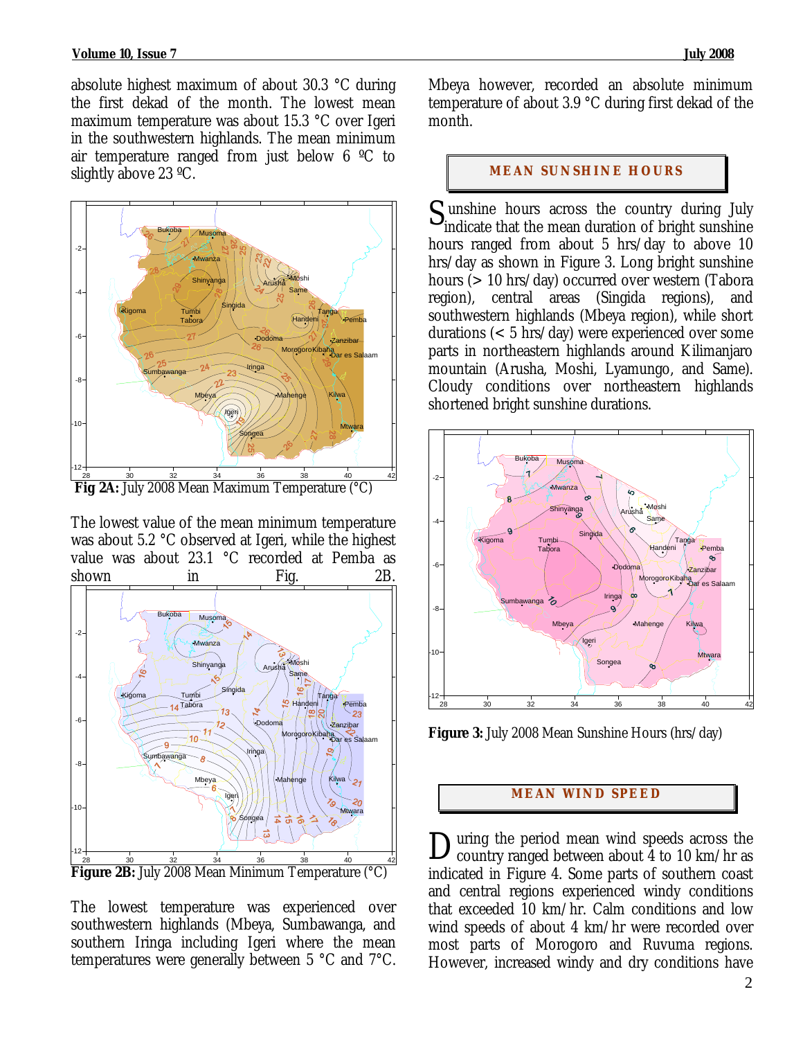absolute highest maximum of about 30.3 °C during the first dekad of the month. The lowest mean maximum temperature was about 15.3 °C over Igeri in the southwestern highlands. The mean minimum air temperature ranged from just below 6 ºC to slightly above 23 ºC.

**Fig 2A:** July 2008 Mean Maximum Temperature (°C)

The lowest value of the mean minimum temperature was about 5.2 °C observed at Igeri, while the highest value was about 23.1 °C recorded at Pemba as shown in Fig. 2B.

**Figure 2B:** July 2008 Mean Minimum Temperature (°C)

The lowest temperature was experienced over southwestern highlands (Mbeya, Sumbawanga, and southern Iringa including Igeri where the mean temperatures were generally between 5 °C and 7°C. Mbeya however, recorded an absolute minimum temperature of about 3.9 °C during first dekad of the month.

## MEAN SUNSHINE HOURS

Sunshine hours across the country during July indicate that the mean duration of bright sunshine hours ranged from about 5 hrs/day to above 10 hrs/day as shown in Figure 3. Long bright sunshine hours (> 10 hrs/day) occurred over western (Tabora region), central areas (Singida regions), and southwestern highlands (Mbeya region), while short durations (< 5 hrs/day) were experienced over some parts in northeastern highlands around Kilimanjaro mountain (Arusha, Moshi, Lyamungo, and Same). Cloudy conditions over northeastern highlands shortened bright sunshine durations.

**Figure 3:** July 2008 Mean Sunshine Hours (hrs/day)

## MEAN WIND SPEED

During the period mean wind speeds across the country ranged between about 4 to 10 km/hr as indicated in Figure 4. Some parts of southern coast and central regions experienced windy conditions that exceeded 10 km/hr. Calm conditions and low wind speeds of about 4 km/hr were recorded over most parts of Morogoro and Ruvuma regions. However, increased windy and dry conditions have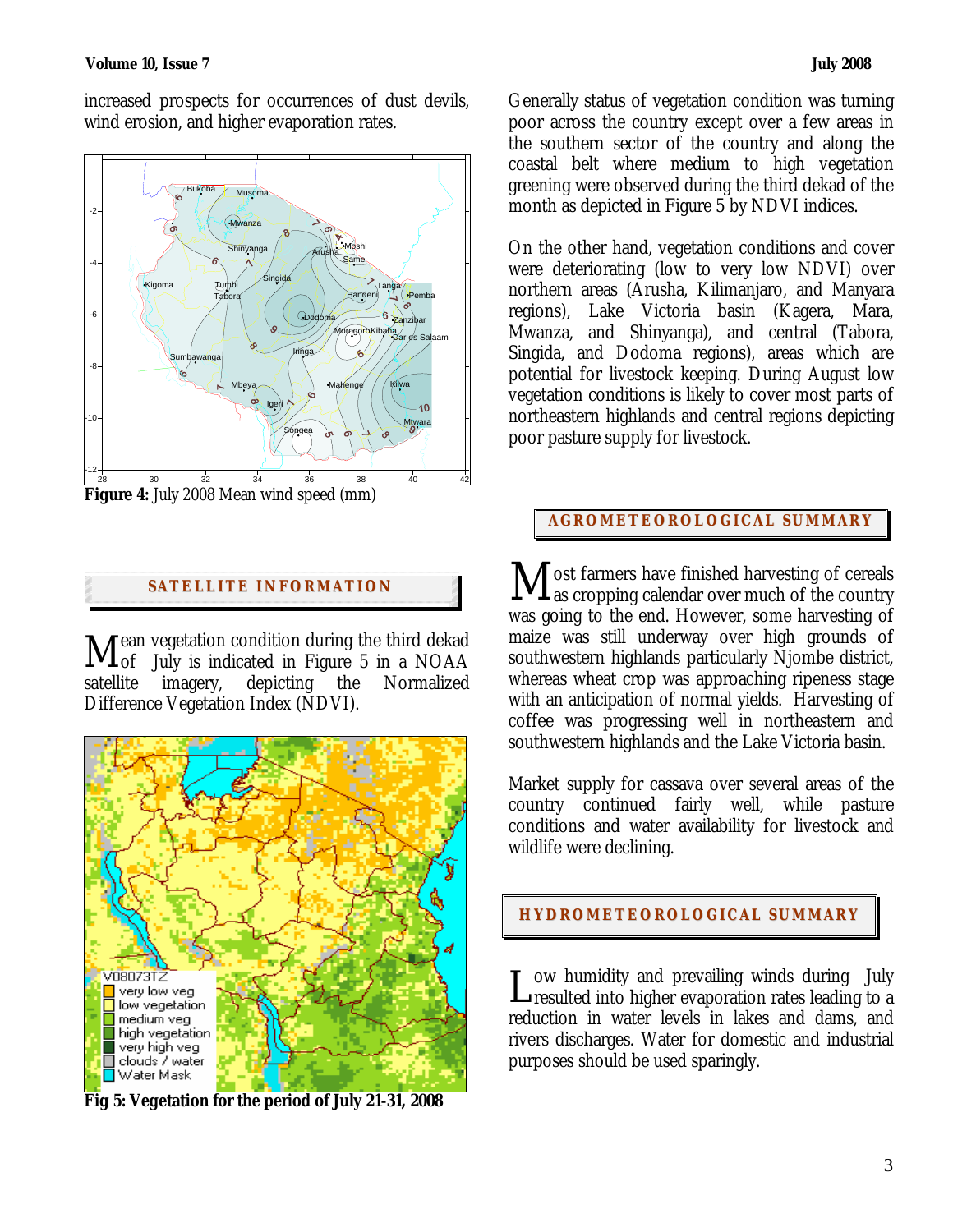increased prospects for occurrences of dust devils, wind erosion, and higher evaporation rates.

**Figure 4:** July 2008 Mean wind speed (mm)

## SATELLITE INFORMATION

Mean vegetation condition during the third dekad of July is indicated in Figure 5 in a NOAA satellite imagery, depicting the Normalized Difference Vegetation Index (NDVI).

**Fig 5: Vegetation for the period of July 21-31, 2008**

Generally status of vegetation condition was turning poor across the country except over a few areas in the southern sector of the country and along the coastal belt where medium to high vegetation greening were observed during the third dekad of the month as depicted in Figure 5 by NDVI indices.

On the other hand, vegetation conditions and cover were deteriorating (low to very low NDVI) over northern areas (Arusha, Kilimanjaro, and Manyara regions), Lake Victoria basin (Kagera, Mara, Mwanza, and Shinyanga), and central (Tabora, Singida, and Dodoma regions), areas which are potential for livestock keeping. During August low vegetation conditions is likely to cover most parts of northeastern highlands and central regions depicting poor pasture supply for livestock.

## AGROMETEOROLOGICAL SUMMARY

Most farmers have finished harvesting of cereals as cropping calendar over much of the country was going to the end. However, some harvesting of maize was still underway over high grounds of southwestern highlands particularly Njombe district, whereas wheat crop was approaching ripeness stage with an anticipation of normal yields. Harvesting of coffee was progressing well in northeastern and southwestern highlands and the Lake Victoria basin.

Market supply for cassava over several areas of the country continued fairly well, while pasture conditions and water availability for livestock and wildlife were declining.

## HYDROMETEOROLOGICAL SUMMARY

Low humidity and prevailing winds during July resulted into higher evaporation rates leading to a reduction in water levels in lakes and dams, and rivers discharges. Water for domestic and industrial purposes should be used sparingly.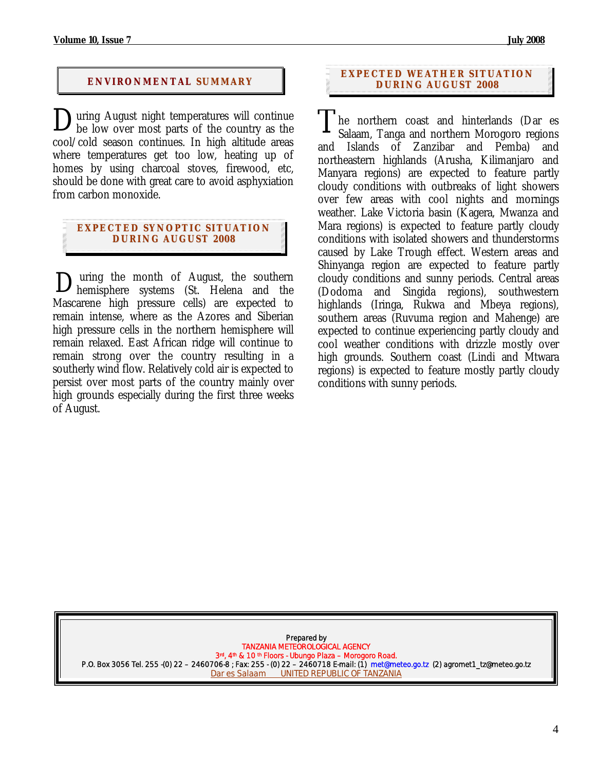## ENVIRONMENTAL SUMMARY

During August night temperatures will continue be low over most parts of the country as the cool/cold season continues. In high altitude areas where temperatures get too low, heating up of homes by using charcoal stoves, firewood, etc, should be done with great care to avoid asphyxiation from carbon monoxide.

## EXPECTED SYNOPTIC SITUATION DURING AUGUST 2008

During the month of August, the southern hemisphere systems (St. Helena and the Mascarene high pressure cells) are expected to remain intense, where as the Azores and Siberian high pressure cells in the northern hemisphere will remain relaxed. East African ridge will continue to remain strong over the country resulting in a southerly wind flow. Relatively cold air is expected to persist over most parts of the country mainly over high grounds especially during the first three weeks of August.

## EXPECTED WEATHER SITUATION DURING AUGUST 2008

The northern coast and hinterlands (Dar es Salaam, Tanga and northern Morogoro regions and Islands of Zanzibar and Pemba) and northeastern highlands (Arusha, Kilimanjaro and Manyara regions) are expected to feature partly cloudy conditions with outbreaks of light showers over few areas with cool nights and mornings weather. Lake Victoria basin (Kagera, Mwanza and Mara regions) is expected to feature partly cloudy conditions with isolated showers and thunderstorms caused by Lake Trough effect. Western areas and Shinyanga region are expected to feature partly cloudy conditions and sunny periods. Central areas (Dodoma and Singida regions), southwestern highlands (Iringa, Rukwa and Mbeya regions), southern areas (Ruvuma region and Mahenge) are expected to continue experiencing partly cloudy and cool weather conditions with drizzle mostly over high grounds. Southern coast (Lindi and Mtwara regions) is expected to feature mostly partly cloudy conditions with sunny periods.

Prepared by
TANZANIA METEOROLOGICAL AGENCY
3rd, 4th & 10th Floors - Ubungo Plaza – Morogoro Road.
P.O. Box 3056 Tel. 255 -(0) 22 – 2460706-8 ; Fax: 255 - (0) 22 – 2460718 E-mail: (1) met@meteo.go.tz (2) agromet1_tz@meteo.go.tz
Dar es Salaam UNITED REPUBLIC OF TANZANIA